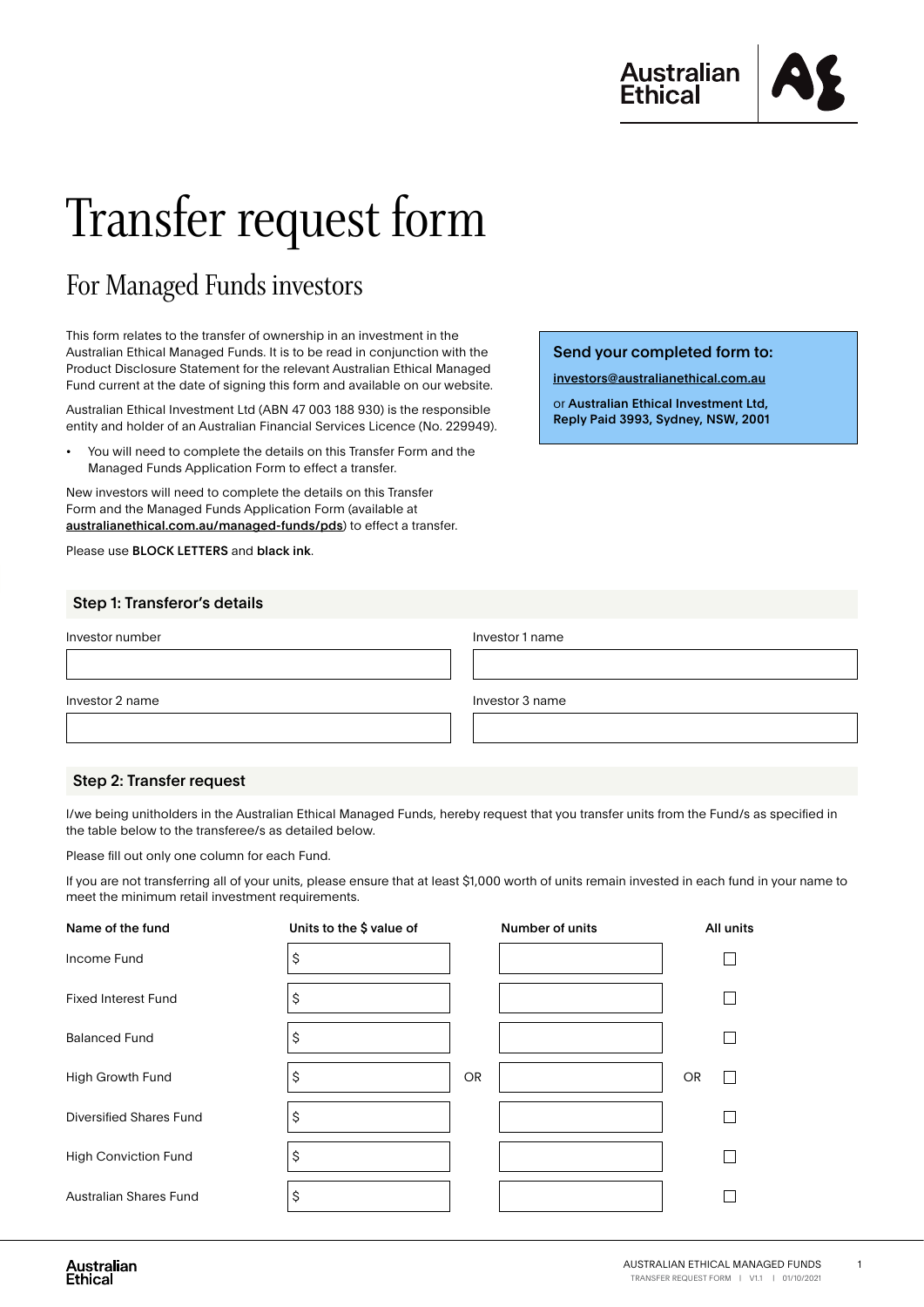# Transfer request form

## For Managed Funds investors

This form relates to the transfer of ownership in an investment in the Australian Ethical Managed Funds. It is to be read in conjunction with the Product Disclosure Statement for the relevant Australian Ethical Managed Fund current at the date of signing this form and available on our website.

Australian Ethical Investment Ltd (ABN 47 003 188 930) is the responsible entity and holder of an Australian Financial Services Licence (No. 229949).

- You will need to complete the details on this Transfer Form and the Managed Funds Application Form to effect a transfer.

New investors will need to complete the details on this Transfer Form and the Managed Funds Application Form (available at **australianethical.com.au/managed-funds/pds**) to effect a transfer.

Please use **BLOCK LETTERS** and **black ink**.

**Send your completed form to:**

**investors@australianethical.com.au**

or **Australian Ethical Investment Ltd, Reply Paid 3993, Sydney, NSW, 2001**

### Step 1: Transferor's details

| Investor number | Investor 1 name |
|---|---|
| | |
| **Investor 2 name** | **Investor 3 name** |
| | |

### Step 2: Transfer request

I/we being unitholders in the Australian Ethical Managed Funds, hereby request that you transfer units from the Fund/s as specified in the table below to the transferee/s as detailed below.

Please fill out only one column for each Fund.

If you are not transferring all of your units, please ensure that at least $1,000 worth of units remain invested in each fund in your name to meet the minimum retail investment requirements.

| Name of the fund | Units to the $ value of | | Number of units | | All units |
|---|---|---|---|---|---|
| Income Fund | $ | | | | ☐ |
| Fixed Interest Fund | $ | | | | ☐ |
| Balanced Fund | $ | | | | ☐ |
| High Growth Fund | $ | OR | | OR | ☐ |
| Diversified Shares Fund | $ | | | | ☐ |
| High Conviction Fund | $ | | | | ☐ |
| Australian Shares Fund | $ | | | | ☐ |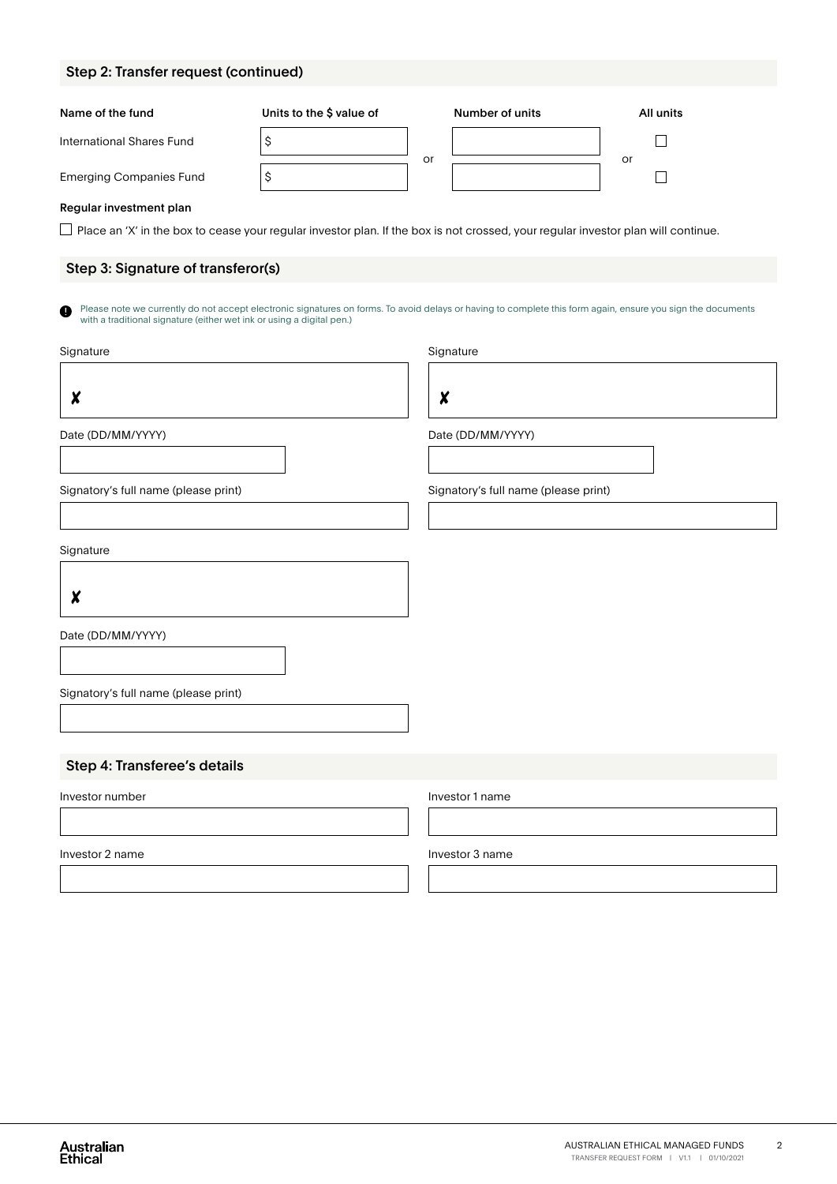## Step 2: Transfer request (continued)

| Name of the fund | Units to the $ value of | | Number of units | | All units |
|---|---|---|---|---|---|
| International Shares Fund | $ | or | | or | ☐ |
| Emerging Companies Fund | $ | | | | ☐ |

**Regular investment plan**

☐ Place an 'X' in the box to cease your regular investor plan. If the box is not crossed, your regular investor plan will continue.

## Step 3: Signature of transferor(s)

Please note we currently do not accept electronic signatures on forms. To avoid delays or having to complete this form again, ensure you sign the documents with a traditional signature (either wet ink or using a digital pen.)

Signature

✘

Date (DD/MM/YYYY)

Signatory's full name (please print)

Signature

✘

Date (DD/MM/YYYY)

Signatory's full name (please print)

Signature

✘

Date (DD/MM/YYYY)

Signatory's full name (please print)

## Step 4: Transferee's details

Investor number

Investor 1 name

Investor 2 name

Investor 3 name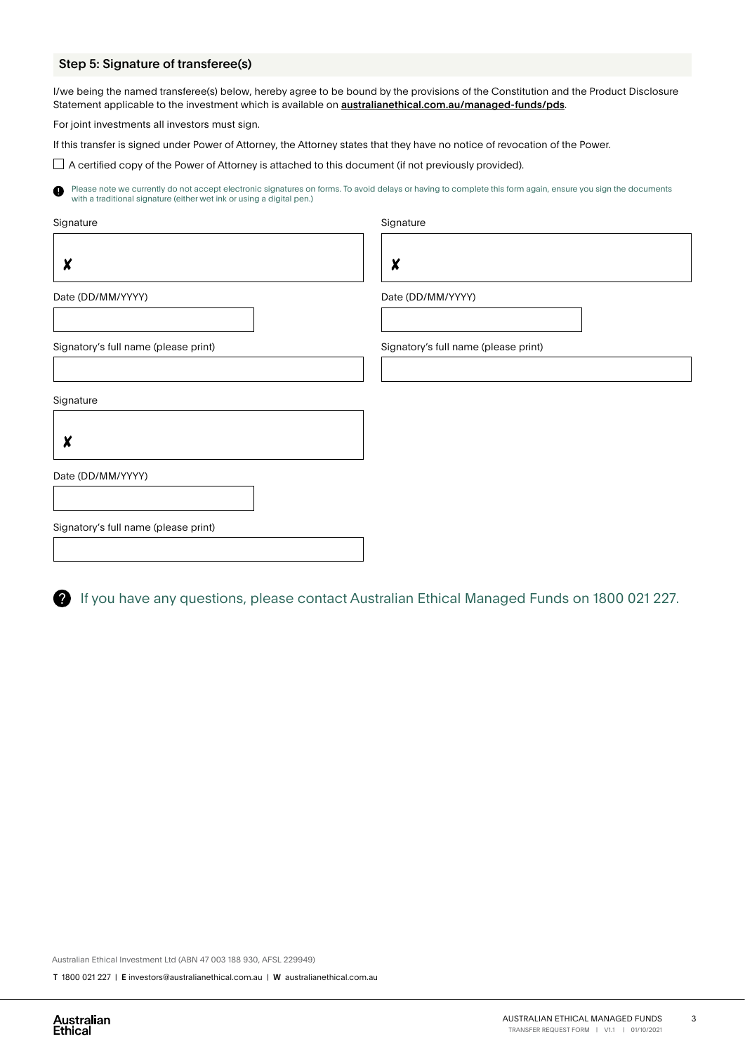## Step 5: Signature of transferee(s)

I/we being the named transferee(s) below, hereby agree to be bound by the provisions of the Constitution and the Product Disclosure Statement applicable to the investment which is available on **australianethical.com.au/managed-funds/pds**.

For joint investments all investors must sign.

If this transfer is signed under Power of Attorney, the Attorney states that they have no notice of revocation of the Power.

☐ A certified copy of the Power of Attorney is attached to this document (if not previously provided).

Please note we currently do not accept electronic signatures on forms. To avoid delays or having to complete this form again, ensure you sign the documents with a traditional signature (either wet ink or using a digital pen.)

Signature

✗

Date (DD/MM/YYYY)

Signatory's full name (please print)

Signature

✗

Date (DD/MM/YYYY)

Signatory's full name (please print)

Signature

✗

Date (DD/MM/YYYY)

Signatory's full name (please print)

If you have any questions, please contact Australian Ethical Managed Funds on 1800 021 227.

Australian Ethical Investment Ltd (ABN 47 003 188 930, AFSL 229949)

**T** 1800 021 227 | **E** investors@australianethical.com.au | **W** australianethical.com.au